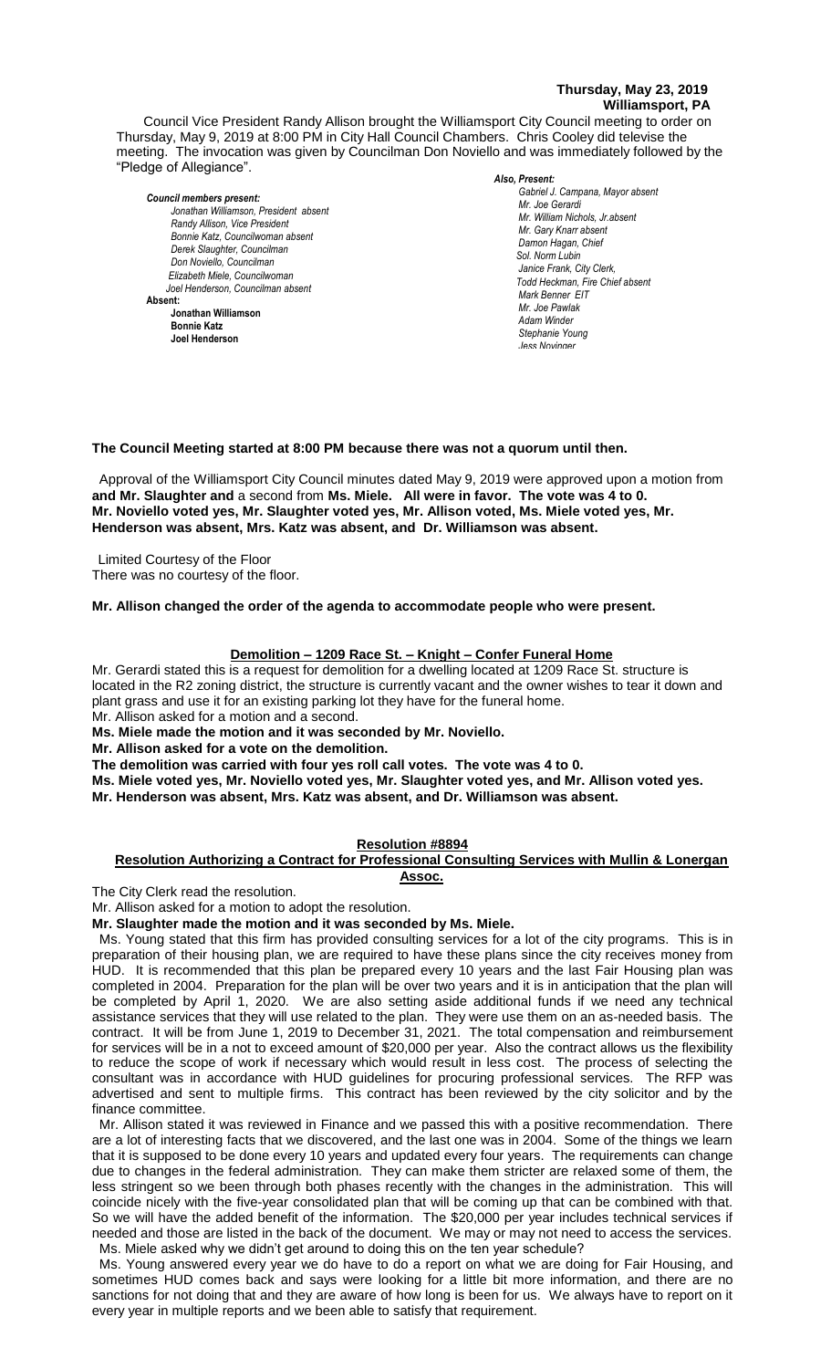**Thursday, May 23, 2019**
**Williamsport, PA**

Council Vice President Randy Allison brought the Williamsport City Council meeting to order on Thursday, May 9, 2019 at 8:00 PM in City Hall Council Chambers. Chris Cooley did televise the meeting. The invocation was given by Councilman Don Noviello and was immediately followed by the "Pledge of Allegiance".

***Council members present:***
*Jonathan Williamson, President absent*
*Randy Allison, Vice President*
*Bonnie Katz, Councilwoman absent*
*Derek Slaughter, Councilman*
*Don Noviello, Councilman*
*Elizabeth Miele, Councilwoman*
*Joel Henderson, Councilman absent*

**Absent:**
**Jonathan Williamson**
**Bonnie Katz**
**Joel Henderson**

***Also, Present:***
*Gabriel J. Campana, Mayor absent*
*Mr. Joe Gerardi*
*Mr. William Nichols, Jr.absent*
*Mr. Gary Knarr absent*
*Damon Hagan, Chief*
*Sol. Norm Lubin*
*Janice Frank, City Clerk,*
*Todd Heckman, Fire Chief absent*
*Mark Benner EIT*
*Mr. Joe Pawlak*
*Adam Winder*
*Stephanie Young*
*Jess Novinger*

**The Council Meeting started at 8:00 PM because there was not a quorum until then.**

Approval of the Williamsport City Council minutes dated May 9, 2019 were approved upon a motion from **and Mr. Slaughter and** a second from **Ms. Miele. All were in favor. The vote was 4 to 0. Mr. Noviello voted yes, Mr. Slaughter voted yes, Mr. Allison voted, Ms. Miele voted yes, Mr. Henderson was absent, Mrs. Katz was absent, and Dr. Williamson was absent.**

Limited Courtesy of the Floor
There was no courtesy of the floor.

**Mr. Allison changed the order of the agenda to accommodate people who were present.**

**Demolition – 1209 Race St. – Knight – Confer Funeral Home**

Mr. Gerardi stated this is a request for demolition for a dwelling located at 1209 Race St. structure is located in the R2 zoning district, the structure is currently vacant and the owner wishes to tear it down and plant grass and use it for an existing parking lot they have for the funeral home.
Mr. Allison asked for a motion and a second.
**Ms. Miele made the motion and it was seconded by Mr. Noviello.**
**Mr. Allison asked for a vote on the demolition.**
**The demolition was carried with four yes roll call votes. The vote was 4 to 0.**
**Ms. Miele voted yes, Mr. Noviello voted yes, Mr. Slaughter voted yes, and Mr. Allison voted yes.**
**Mr. Henderson was absent, Mrs. Katz was absent, and Dr. Williamson was absent.**

**Resolution #8894**
**Resolution Authorizing a Contract for Professional Consulting Services with Mullin & Lonergan Assoc.**

The City Clerk read the resolution.
Mr. Allison asked for a motion to adopt the resolution.
**Mr. Slaughter made the motion and it was seconded by Ms. Miele.**

Ms. Young stated that this firm has provided consulting services for a lot of the city programs. This is in preparation of their housing plan, we are required to have these plans since the city receives money from HUD. It is recommended that this plan be prepared every 10 years and the last Fair Housing plan was completed in 2004. Preparation for the plan will be over two years and it is in anticipation that the plan will be completed by April 1, 2020. We are also setting aside additional funds if we need any technical assistance services that they will use related to the plan. They were use them on an as-needed basis. The contract. It will be from June 1, 2019 to December 31, 2021. The total compensation and reimbursement for services will be in a not to exceed amount of $20,000 per year. Also the contract allows us the flexibility to reduce the scope of work if necessary which would result in less cost. The process of selecting the consultant was in accordance with HUD guidelines for procuring professional services. The RFP was advertised and sent to multiple firms. This contract has been reviewed by the city solicitor and by the finance committee.

Mr. Allison stated it was reviewed in Finance and we passed this with a positive recommendation. There are a lot of interesting facts that we discovered, and the last one was in 2004. Some of the things we learn that it is supposed to be done every 10 years and updated every four years. The requirements can change due to changes in the federal administration. They can make them stricter are relaxed some of them, the less stringent so we been through both phases recently with the changes in the administration. This will coincide nicely with the five-year consolidated plan that will be coming up that can be combined with that. So we will have the added benefit of the information. The $20,000 per year includes technical services if needed and those are listed in the back of the document. We may or may not need to access the services.

Ms. Miele asked why we didn't get around to doing this on the ten year schedule?

Ms. Young answered every year we do have to do a report on what we are doing for Fair Housing, and sometimes HUD comes back and says were looking for a little bit more information, and there are no sanctions for not doing that and they are aware of how long is been for us. We always have to report on it every year in multiple reports and we been able to satisfy that requirement.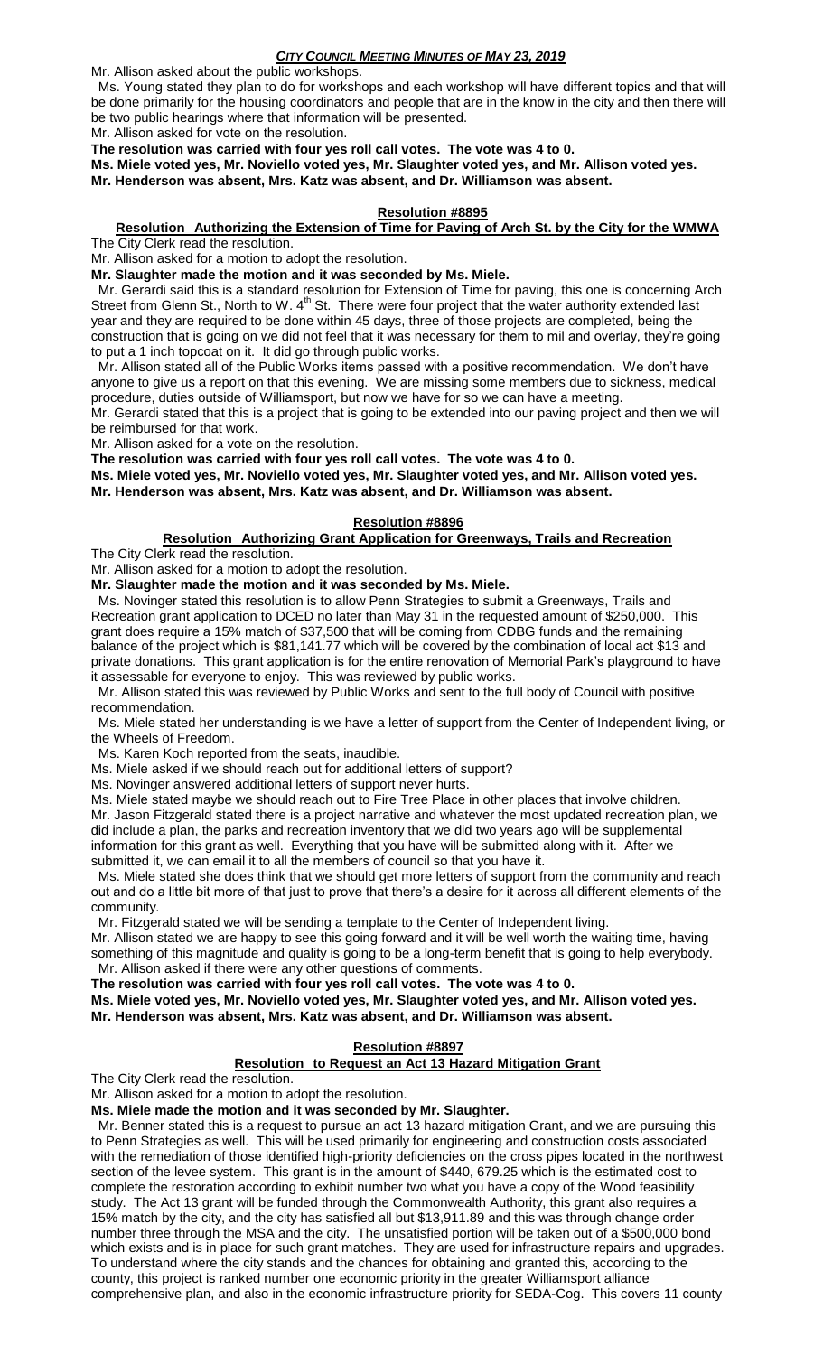Mr. Allison asked about the public workshops.

Ms. Young stated they plan to do for workshops and each workshop will have different topics and that will be done primarily for the housing coordinators and people that are in the know in the city and then there will be two public hearings where that information will be presented.

Mr. Allison asked for vote on the resolution.

**The resolution was carried with four yes roll call votes. The vote was 4 to 0.**

**Ms. Miele voted yes, Mr. Noviello voted yes, Mr. Slaughter voted yes, and Mr. Allison voted yes.**

**Mr. Henderson was absent, Mrs. Katz was absent, and Dr. Williamson was absent.**

## Resolution #8895

### Resolution Authorizing the Extension of Time for Paving of Arch St. by the City for the WMWA

The City Clerk read the resolution.

Mr. Allison asked for a motion to adopt the resolution.

**Mr. Slaughter made the motion and it was seconded by Ms. Miele.**

Mr. Gerardi said this is a standard resolution for Extension of Time for paving, this one is concerning Arch Street from Glenn St., North to W. 4th St. There were four project that the water authority extended last year and they are required to be done within 45 days, three of those projects are completed, being the construction that is going on we did not feel that it was necessary for them to mil and overlay, they're going to put a 1 inch topcoat on it. It did go through public works.

Mr. Allison stated all of the Public Works items passed with a positive recommendation. We don't have anyone to give us a report on that this evening. We are missing some members due to sickness, medical procedure, duties outside of Williamsport, but now we have for so we can have a meeting.

Mr. Gerardi stated that this is a project that is going to be extended into our paving project and then we will be reimbursed for that work.

Mr. Allison asked for a vote on the resolution.

**The resolution was carried with four yes roll call votes. The vote was 4 to 0.**

**Ms. Miele voted yes, Mr. Noviello voted yes, Mr. Slaughter voted yes, and Mr. Allison voted yes.**

**Mr. Henderson was absent, Mrs. Katz was absent, and Dr. Williamson was absent.**

## Resolution #8896

### Resolution Authorizing Grant Application for Greenways, Trails and Recreation

The City Clerk read the resolution.

Mr. Allison asked for a motion to adopt the resolution.

**Mr. Slaughter made the motion and it was seconded by Ms. Miele.**

Ms. Novinger stated this resolution is to allow Penn Strategies to submit a Greenways, Trails and Recreation grant application to DCED no later than May 31 in the requested amount of $250,000. This grant does require a 15% match of $37,500 that will be coming from CDBG funds and the remaining balance of the project which is $81,141.77 which will be covered by the combination of local act $13 and private donations. This grant application is for the entire renovation of Memorial Park's playground to have it assessable for everyone to enjoy. This was reviewed by public works.

Mr. Allison stated this was reviewed by Public Works and sent to the full body of Council with positive recommendation.

Ms. Miele stated her understanding is we have a letter of support from the Center of Independent living, or the Wheels of Freedom.

Ms. Karen Koch reported from the seats, inaudible.

Ms. Miele asked if we should reach out for additional letters of support?

Ms. Novinger answered additional letters of support never hurts.

Ms. Miele stated maybe we should reach out to Fire Tree Place in other places that involve children.

Mr. Jason Fitzgerald stated there is a project narrative and whatever the most updated recreation plan, we did include a plan, the parks and recreation inventory that we did two years ago will be supplemental information for this grant as well. Everything that you have will be submitted along with it. After we submitted it, we can email it to all the members of council so that you have it.

Ms. Miele stated she does think that we should get more letters of support from the community and reach out and do a little bit more of that just to prove that there's a desire for it across all different elements of the community.

Mr. Fitzgerald stated we will be sending a template to the Center of Independent living.

Mr. Allison stated we are happy to see this going forward and it will be well worth the waiting time, having something of this magnitude and quality is going to be a long-term benefit that is going to help everybody.

Mr. Allison asked if there were any other questions of comments.

**The resolution was carried with four yes roll call votes. The vote was 4 to 0.**

**Ms. Miele voted yes, Mr. Noviello voted yes, Mr. Slaughter voted yes, and Mr. Allison voted yes.**

**Mr. Henderson was absent, Mrs. Katz was absent, and Dr. Williamson was absent.**

## Resolution #8897

### Resolution to Request an Act 13 Hazard Mitigation Grant

The City Clerk read the resolution.

Mr. Allison asked for a motion to adopt the resolution.

**Ms. Miele made the motion and it was seconded by Mr. Slaughter.**

Mr. Benner stated this is a request to pursue an act 13 hazard mitigation Grant, and we are pursuing this to Penn Strategies as well. This will be used primarily for engineering and construction costs associated with the remediation of those identified high-priority deficiencies on the cross pipes located in the northwest section of the levee system. This grant is in the amount of $440, 679.25 which is the estimated cost to complete the restoration according to exhibit number two what you have a copy of the Wood feasibility study. The Act 13 grant will be funded through the Commonwealth Authority, this grant also requires a 15% match by the city, and the city has satisfied all but $13,911.89 and this was through change order number three through the MSA and the city. The unsatisfied portion will be taken out of a $500,000 bond which exists and is in place for such grant matches. They are used for infrastructure repairs and upgrades. To understand where the city stands and the chances for obtaining and granted this, according to the county, this project is ranked number one economic priority in the greater Williamsport alliance comprehensive plan, and also in the economic infrastructure priority for SEDA-Cog. This covers 11 county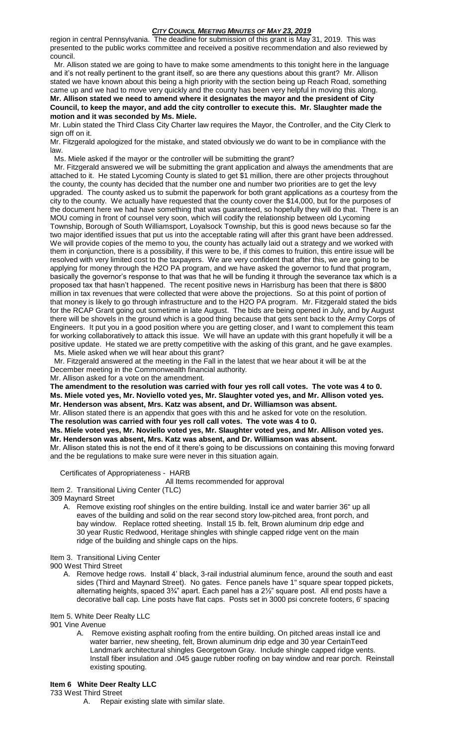region in central Pennsylvania. The deadline for submission of this grant is May 31, 2019. This was presented to the public works committee and received a positive recommendation and also reviewed by council.

Mr. Allison stated we are going to have to make some amendments to this tonight here in the language and it's not really pertinent to the grant itself, so are there any questions about this grant? Mr. Allison stated we have known about this being a high priority with the section being up Reach Road, something came up and we had to move very quickly and the county has been very helpful in moving this along. **Mr. Allison stated we need to amend where it designates the mayor and the president of City Council, to keep the mayor, and add the city controller to execute this. Mr. Slaughter made the motion and it was seconded by Ms. Miele.**

Mr. Lubin stated the Third Class City Charter law requires the Mayor, the Controller, and the City Clerk to sign off on it.

Mr. Fitzgerald apologized for the mistake, and stated obviously we do want to be in compliance with the law.

Ms. Miele asked if the mayor or the controller will be submitting the grant?

Mr. Fitzgerald answered we will be submitting the grant application and always the amendments that are attached to it. He stated Lycoming County is slated to get $1 million, there are other projects throughout the county, the county has decided that the number one and number two priorities are to get the levy upgraded. The county asked us to submit the paperwork for both grant applications as a courtesy from the city to the county. We actually have requested that the county cover the $14,000, but for the purposes of the document here we had have something that was guaranteed, so hopefully they will do that. There is an MOU coming in front of counsel very soon, which will codify the relationship between old Lycoming Township, Borough of South Williamsport, Loyalsock Township, but this is good news because so far the two major identified issues that put us into the acceptable rating will after this grant have been addressed. We will provide copies of the memo to you, the county has actually laid out a strategy and we worked with them in conjunction, there is a possibility, if this were to be, if this comes to fruition, this entire issue will be resolved with very limited cost to the taxpayers. We are very confident that after this, we are going to be applying for money through the H2O PA program, and we have asked the governor to fund that program, basically the governor's response to that was that he will be funding it through the severance tax which is a proposed tax that hasn't happened. The recent positive news in Harrisburg has been that there is $800 million in tax revenues that were collected that were above the projections. So at this point of portion of that money is likely to go through infrastructure and to the H2O PA program. Mr. Fitzgerald stated the bids for the RCAP Grant going out sometime in late August. The bids are being opened in July, and by August there will be shovels in the ground which is a good thing because that gets sent back to the Army Corps of Engineers. It put you in a good position where you are getting closer, and I want to complement this team for working collaboratively to attack this issue. We will have an update with this grant hopefully it will be a positive update. He stated we are pretty competitive with the asking of this grant, and he gave examples.

Ms. Miele asked when we will hear about this grant?

Mr. Fitzgerald answered at the meeting in the Fall in the latest that we hear about it will be at the December meeting in the Commonwealth financial authority.

Mr. Allison asked for a vote on the amendment.

**The amendment to the resolution was carried with four yes roll call votes. The vote was 4 to 0. Ms. Miele voted yes, Mr. Noviello voted yes, Mr. Slaughter voted yes, and Mr. Allison voted yes. Mr. Henderson was absent, Mrs. Katz was absent, and Dr. Williamson was absent.**

Mr. Allison stated there is an appendix that goes with this and he asked for vote on the resolution.

**The resolution was carried with four yes roll call votes. The vote was 4 to 0.**

**Ms. Miele voted yes, Mr. Noviello voted yes, Mr. Slaughter voted yes, and Mr. Allison voted yes. Mr. Henderson was absent, Mrs. Katz was absent, and Dr. Williamson was absent.**

Mr. Allison stated this is not the end of it there's going to be discussions on containing this moving forward and the regulations to make sure were never in this situation again.

Certificates of Appropriateness - HARB

All Items recommended for approval

Item 2. Transitional Living Center (TLC)

309 Maynard Street

A. Remove existing roof shingles on the entire building. Install ice and water barrier 36" up all eaves of the building and solid on the rear second story low-pitched area, front porch, and bay window. Replace rotted sheeting. Install 15 lb. felt, Brown aluminum drip edge and 30 year Rustic Redwood, Heritage shingles with shingle capped ridge vent on the main ridge of the building and shingle caps on the hips.

Item 3. Transitional Living Center

900 West Third Street

A. Remove hedge rows. Install 4' black, 3-rail industrial aluminum fence, around the south and east sides (Third and Maynard Street). No gates. Fence panels have 1" square spear topped pickets, alternating heights, spaced 3¾" apart. Each panel has a 2½" square post. All end posts have a decorative ball cap. Line posts have flat caps. Posts set in 3000 psi concrete footers, 6' spacing

Item 5. White Deer Realty LLC

901 Vine Avenue

A. Remove existing asphalt roofing from the entire building. On pitched areas install ice and water barrier, new sheeting, felt, Brown aluminum drip edge and 30 year CertainTeed Landmark architectural shingles Georgetown Gray. Include shingle capped ridge vents. Install fiber insulation and .045 gauge rubber roofing on bay window and rear porch. Reinstall existing spouting.

**Item 6 White Deer Realty LLC**

733 West Third Street

A. Repair existing slate with similar slate.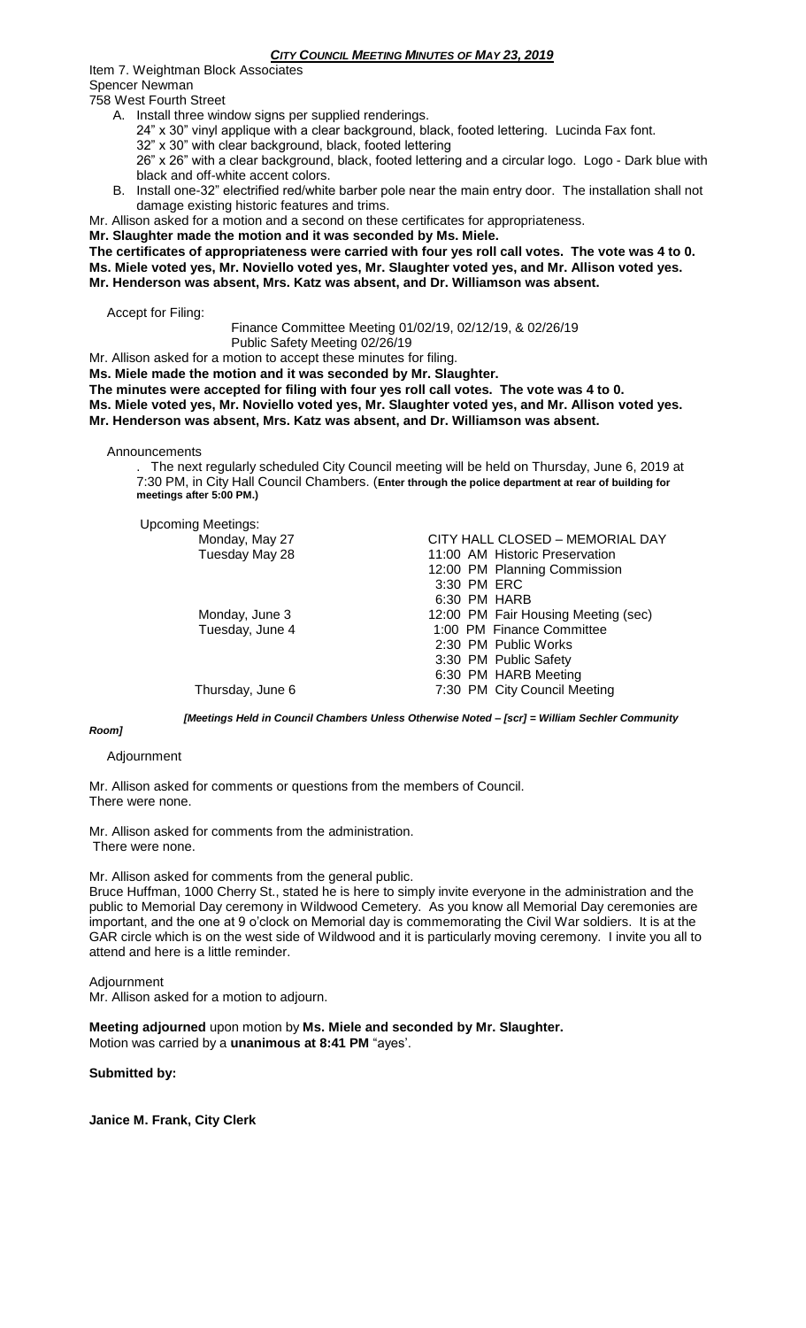Item 7. Weightman Block Associates
Spencer Newman
758 West Fourth Street

A. Install three window signs per supplied renderings.
   24" x 30" vinyl applique with a clear background, black, footed lettering. Lucinda Fax font.
   32" x 30" with clear background, black, footed lettering
   26" x 26" with a clear background, black, footed lettering and a circular logo. Logo - Dark blue with black and off-white accent colors.
B. Install one-32" electrified red/white barber pole near the main entry door. The installation shall not damage existing historic features and trims.

Mr. Allison asked for a motion and a second on these certificates for appropriateness.

**Mr. Slaughter made the motion and it was seconded by Ms. Miele.**

**The certificates of appropriateness were carried with four yes roll call votes. The vote was 4 to 0. Ms. Miele voted yes, Mr. Noviello voted yes, Mr. Slaughter voted yes, and Mr. Allison voted yes. Mr. Henderson was absent, Mrs. Katz was absent, and Dr. Williamson was absent.**

Accept for Filing:

Finance Committee Meeting 01/02/19, 02/12/19, & 02/26/19
Public Safety Meeting 02/26/19

Mr. Allison asked for a motion to accept these minutes for filing.

**Ms. Miele made the motion and it was seconded by Mr. Slaughter.**

**The minutes were accepted for filing with four yes roll call votes. The vote was 4 to 0. Ms. Miele voted yes, Mr. Noviello voted yes, Mr. Slaughter voted yes, and Mr. Allison voted yes. Mr. Henderson was absent, Mrs. Katz was absent, and Dr. Williamson was absent.**

Announcements

. The next regularly scheduled City Council meeting will be held on Thursday, June 6, 2019 at 7:30 PM, in City Hall Council Chambers. (**Enter through the police department at rear of building for meetings after 5:00 PM.)**

Upcoming Meetings:

| | |
|---|---|
| Monday, May 27 | CITY HALL CLOSED – MEMORIAL DAY |
| Tuesday May 28 | 11:00 AM Historic Preservation |
| | 12:00 PM Planning Commission |
| | 3:30 PM ERC |
| | 6:30 PM HARB |
| Monday, June 3 | 12:00 PM Fair Housing Meeting (sec) |
| Tuesday, June 4 | 1:00 PM Finance Committee |
| | 2:30 PM Public Works |
| | 3:30 PM Public Safety |
| | 6:30 PM HARB Meeting |
| Thursday, June 6 | 7:30 PM City Council Meeting |

***[Meetings Held in Council Chambers Unless Otherwise Noted – [scr] = William Sechler Community Room]***

Adjournment

Mr. Allison asked for comments or questions from the members of Council.
There were none.

Mr. Allison asked for comments from the administration.
There were none.

Mr. Allison asked for comments from the general public.

Bruce Huffman, 1000 Cherry St., stated he is here to simply invite everyone in the administration and the public to Memorial Day ceremony in Wildwood Cemetery. As you know all Memorial Day ceremonies are important, and the one at 9 o'clock on Memorial day is commemorating the Civil War soldiers. It is at the GAR circle which is on the west side of Wildwood and it is particularly moving ceremony. I invite you all to attend and here is a little reminder.

Adjournment

Mr. Allison asked for a motion to adjourn.

**Meeting adjourned** upon motion by **Ms. Miele and seconded by Mr. Slaughter.**
Motion was carried by a **unanimous at 8:41 PM** "ayes'.

**Submitted by:**

**Janice M. Frank, City Clerk**